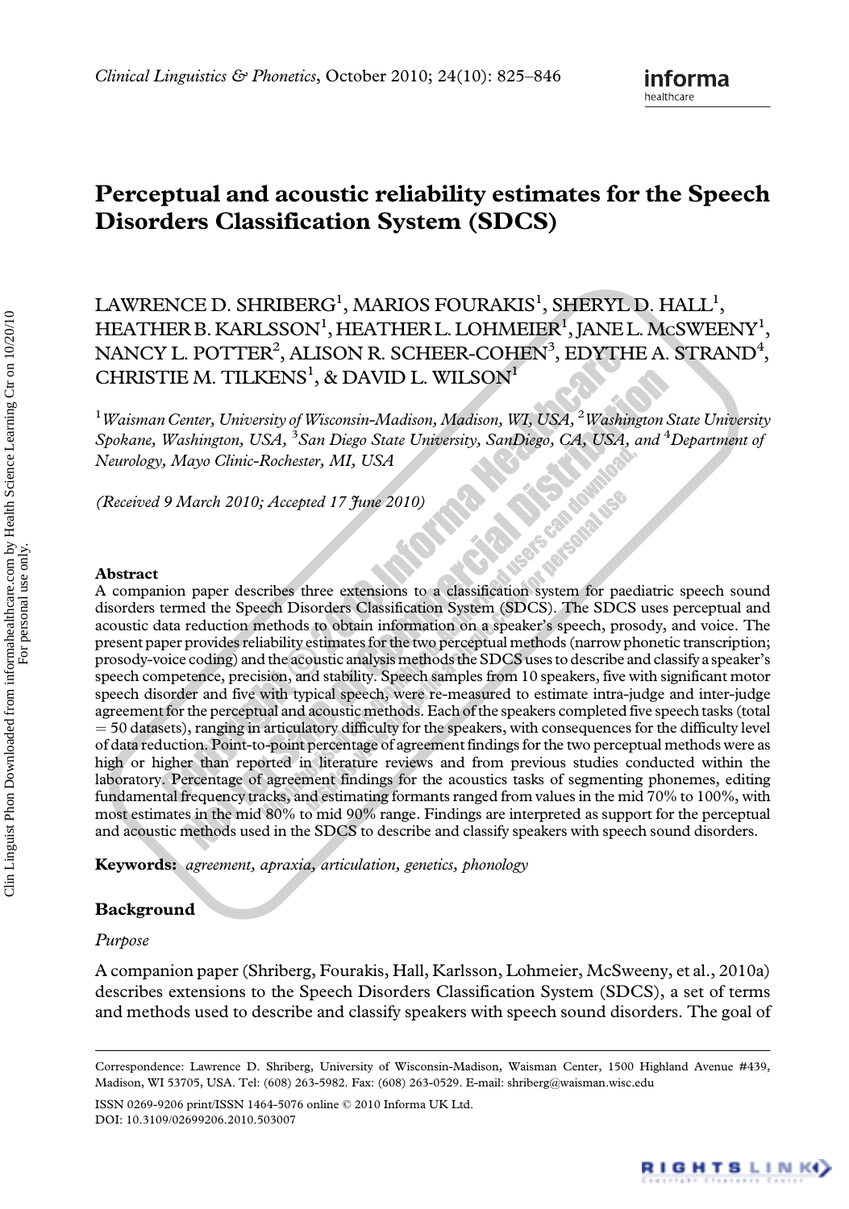# Perceptual and acoustic reliability estimates for the Speech Disorders Classification System (SDCS)

LAWRENCE D. SHRIBERG[1], MARIOS FOURAKIS[1], SHERYL D. HALL[1], HEATHER B. KARLSSON[1], HEATHER L. LOHMEIER[1], JANE L. McSWEENY[1], NANCY L. POTTER[2], ALISON R. SCHEER-COHEN[3], EDYTHE A. STRAND[4], CHRISTIE M. TILKENS[1], & DAVID L. WILSON[1]

[1]*Waisman Center, University of Wisconsin-Madison, Madison, WI, USA,* [2]*Washington State University Spokane, Washington, USA,* [3]*San Diego State University, SanDiego, CA, USA, and* [4]*Department of Neurology, Mayo Clinic-Rochester, MI, USA*

*(Received 9 March 2010; Accepted 17 June 2010)*

### Abstract

A companion paper describes three extensions to a classification system for paediatric speech sound disorders termed the Speech Disorders Classification System (SDCS). The SDCS uses perceptual and acoustic data reduction methods to obtain information on a speaker's speech, prosody, and voice. The present paper provides reliability estimates for the two perceptual methods (narrow phonetic transcription; prosody-voice coding) and the acoustic analysis methods the SDCS uses to describe and classify a speaker's speech competence, precision, and stability. Speech samples from 10 speakers, five with significant motor speech disorder and five with typical speech, were re-measured to estimate intra-judge and inter-judge agreement for the perceptual and acoustic methods. Each of the speakers completed five speech tasks (total = 50 datasets), ranging in articulatory difficulty for the speakers, with consequences for the difficulty level of data reduction. Point-to-point percentage of agreement findings for the two perceptual methods were as high or higher than reported in literature reviews and from previous studies conducted within the laboratory. Percentage of agreement findings for the acoustics tasks of segmenting phonemes, editing fundamental frequency tracks, and estimating formants ranged from values in the mid 70% to 100%, with most estimates in the mid 80% to mid 90% range. Findings are interpreted as support for the perceptual and acoustic methods used in the SDCS to describe and classify speakers with speech sound disorders.

**Keywords:** *agreement, apraxia, articulation, genetics, phonology*

## Background

### *Purpose*

A companion paper (Shriberg, Fourakis, Hall, Karlsson, Lohmeier, McSweeny, et al., 2010a) describes extensions to the Speech Disorders Classification System (SDCS), a set of terms and methods used to describe and classify speakers with speech sound disorders. The goal of

---

Correspondence: Lawrence D. Shriberg, University of Wisconsin-Madison, Waisman Center, 1500 Highland Avenue #439, Madison, WI 53705, USA. Tel: (608) 263-5982. Fax: (608) 263-0529. E-mail: shriberg@waisman.wisc.edu

ISSN 0269-9206 print/ISSN 1464-5076 online © 2010 Informa UK Ltd.
DOI: 10.3109/02699206.2010.503007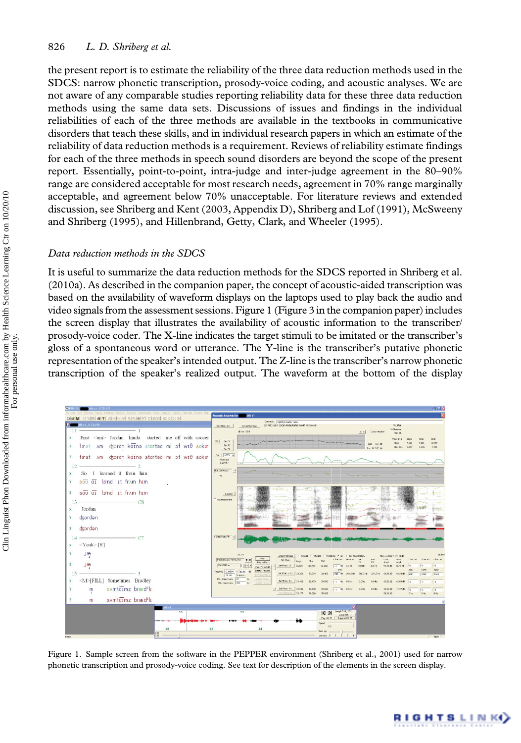the present report is to estimate the reliability of the three data reduction methods used in the SDCS: narrow phonetic transcription, prosody-voice coding, and acoustic analyses. We are not aware of any comparable studies reporting reliability data for these three data reduction methods using the same data sets. Discussions of issues and findings in the individual reliabilities of each of the three methods are available in the textbooks in communicative disorders that teach these skills, and in individual research papers in which an estimate of the reliability of data reduction methods is a requirement. Reviews of reliability estimate findings for each of the three methods in speech sound disorders are beyond the scope of the present report. Essentially, point-to-point, intra-judge and inter-judge agreement in the 80–90% range are considered acceptable for most research needs, agreement in 70% range marginally acceptable, and agreement below 70% unacceptable. For literature reviews and extended discussion, see Shriberg and Kent (2003, Appendix D), Shriberg and Lof (1991), McSweeny and Shriberg (1995), and Hillenbrand, Getty, Clark, and Wheeler (1995).

### *Data reduction methods in the SDCS*

It is useful to summarize the data reduction methods for the SDCS reported in Shriberg et al. (2010a). As described in the companion paper, the concept of acoustic-aided transcription was based on the availability of waveform displays on the laptops used to play back the audio and video signals from the assessment sessions. Figure 1 (Figure 3 in the companion paper) includes the screen display that illustrates the availability of acoustic information to the transcriber/prosody-voice coder. The X-line indicates the target stimuli to be imitated or the transcriber's gloss of a spontaneous word or utterance. The Y-line is the transcriber's putative phonetic representation of the speaker's intended output. The Z-line is the transcriber's narrow phonetic transcription of the speaker's realized output. The waveform at the bottom of the display

Figure 1. Sample screen from the software in the PEPPER environment (Shriberg et al., 2001) used for narrow phonetic transcription and prosody-voice coding. See text for description of the elements in the screen display.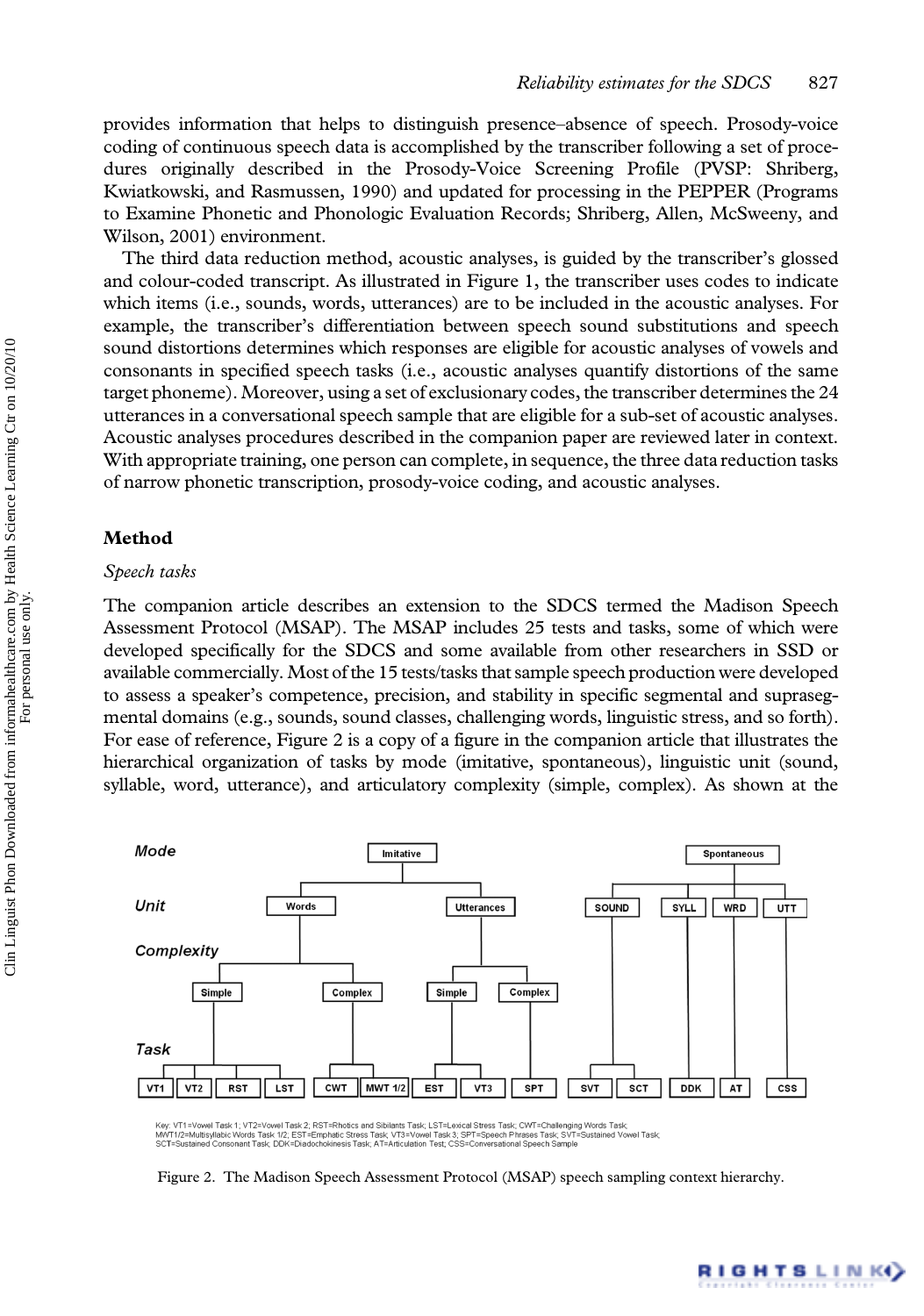provides information that helps to distinguish presence–absence of speech. Prosody-voice coding of continuous speech data is accomplished by the transcriber following a set of procedures originally described in the Prosody-Voice Screening Profile (PVSP: Shriberg, Kwiatkowski, and Rasmussen, 1990) and updated for processing in the PEPPER (Programs to Examine Phonetic and Phonologic Evaluation Records; Shriberg, Allen, McSweeny, and Wilson, 2001) environment.

The third data reduction method, acoustic analyses, is guided by the transcriber's glossed and colour-coded transcript. As illustrated in Figure 1, the transcriber uses codes to indicate which items (i.e., sounds, words, utterances) are to be included in the acoustic analyses. For example, the transcriber's differentiation between speech sound substitutions and speech sound distortions determines which responses are eligible for acoustic analyses of vowels and consonants in specified speech tasks (i.e., acoustic analyses quantify distortions of the same target phoneme). Moreover, using a set of exclusionary codes, the transcriber determines the 24 utterances in a conversational speech sample that are eligible for a sub-set of acoustic analyses. Acoustic analyses procedures described in the companion paper are reviewed later in context. With appropriate training, one person can complete, in sequence, the three data reduction tasks of narrow phonetic transcription, prosody-voice coding, and acoustic analyses.

## Method

### *Speech tasks*

The companion article describes an extension to the SDCS termed the Madison Speech Assessment Protocol (MSAP). The MSAP includes 25 tests and tasks, some of which were developed specifically for the SDCS and some available from other researchers in SSD or available commercially. Most of the 15 tests/tasks that sample speech production were developed to assess a speaker's competence, precision, and stability in specific segmental and suprasegmental domains (e.g., sounds, sound classes, challenging words, linguistic stress, and so forth). For ease of reference, Figure 2 is a copy of a figure in the companion article that illustrates the hierarchical organization of tasks by mode (imitative, spontaneous), linguistic unit (sound, syllable, word, utterance), and articulatory complexity (simple, complex). As shown at the

Key: VT1=Vowel Task 1; VT2=Vowel Task 2; RST=Rhotics and Sibilants Task; LST=Lexical Stress Task; CWT=Challenging Words Task; MWT1/2=Multisyllabic Words Task 1/2; EST=Emphatic Stress Task; VT3=Vowel Task 3; SPT=Speech Phrases Task; SVT=Sustained Vowel Task; SCT=Sustained Consonant Task; DDK=Diadochokinesis Task; AT=Articulation Test; CSS=Conversational Speech Sample

Figure 2. The Madison Speech Assessment Protocol (MSAP) speech sampling context hierarchy.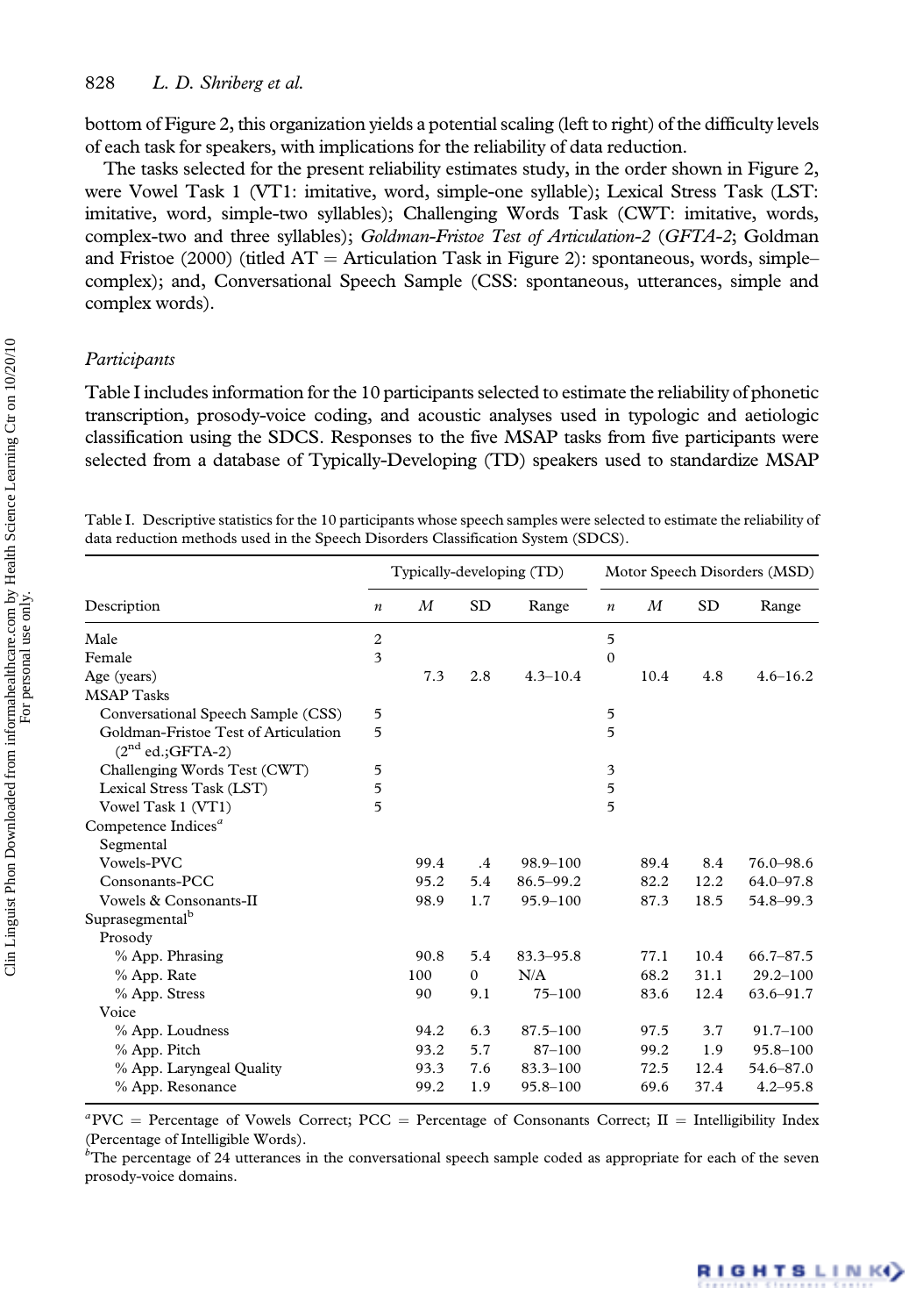bottom of Figure 2, this organization yields a potential scaling (left to right) of the difficulty levels of each task for speakers, with implications for the reliability of data reduction.

The tasks selected for the present reliability estimates study, in the order shown in Figure 2, were Vowel Task 1 (VT1: imitative, word, simple-one syllable); Lexical Stress Task (LST: imitative, word, simple-two syllables); Challenging Words Task (CWT: imitative, words, complex-two and three syllables); *Goldman-Fristoe Test of Articulation-2* (*GFTA-2*; Goldman and Fristoe (2000) (titled AT = Articulation Task in Figure 2): spontaneous, words, simple–complex); and, Conversational Speech Sample (CSS: spontaneous, utterances, simple and complex words).

### *Participants*

Table I includes information for the 10 participants selected to estimate the reliability of phonetic transcription, prosody-voice coding, and acoustic analyses used in typologic and aetiologic classification using the SDCS. Responses to the five MSAP tasks from five participants were selected from a database of Typically-Developing (TD) speakers used to standardize MSAP

Table I. Descriptive statistics for the 10 participants whose speech samples were selected to estimate the reliability of data reduction methods used in the Speech Disorders Classification System (SDCS).

| | Typically-developing (TD) | | | | Motor Speech Disorders (MSD) | | | |
|---|---|---|---|---|---|---|---|---|
| Description | *n* | *M* | SD | Range | *n* | *M* | SD | Range |
| Male | 2 | | | | 5 | | | |
| Female | 3 | | | | 0 | | | |
| Age (years) | | 7.3 | 2.8 | 4.3–10.4 | | 10.4 | 4.8 | 4.6–16.2 |
| MSAP Tasks | | | | | | | | |
| Conversational Speech Sample (CSS) | 5 | | | | 5 | | | |
| Goldman-Fristoe Test of Articulation (2nd ed.;GFTA-2) | 5 | | | | 5 | | | |
| Challenging Words Test (CWT) | 5 | | | | 3 | | | |
| Lexical Stress Task (LST) | 5 | | | | 5 | | | |
| Vowel Task 1 (VT1) | 5 | | | | 5 | | | |
| Competence Indices[a] | | | | | | | | |
| Segmental | | | | | | | | |
| Vowels-PVC | | 99.4 | .4 | 98.9–100 | | 89.4 | 8.4 | 76.0–98.6 |
| Consonants-PCC | | 95.2 | 5.4 | 86.5–99.2 | | 82.2 | 12.2 | 64.0–97.8 |
| Vowels & Consonants-II | | 98.9 | 1.7 | 95.9–100 | | 87.3 | 18.5 | 54.8–99.3 |
| Suprasegmental[b] | | | | | | | | |
| Prosody | | | | | | | | |
| % App. Phrasing | | 90.8 | 5.4 | 83.3–95.8 | | 77.1 | 10.4 | 66.7–87.5 |
| % App. Rate | | 100 | 0 | N/A | | 68.2 | 31.1 | 29.2–100 |
| % App. Stress | | 90 | 9.1 | 75–100 | | 83.6 | 12.4 | 63.6–91.7 |
| Voice | | | | | | | | |
| % App. Loudness | | 94.2 | 6.3 | 87.5–100 | | 97.5 | 3.7 | 91.7–100 |
| % App. Pitch | | 93.2 | 5.7 | 87–100 | | 99.2 | 1.9 | 95.8–100 |
| % App. Laryngeal Quality | | 93.3 | 7.6 | 83.3–100 | | 72.5 | 12.4 | 54.6–87.0 |
| % App. Resonance | | 99.2 | 1.9 | 95.8–100 | | 69.6 | 37.4 | 4.2–95.8 |

[a]PVC = Percentage of Vowels Correct; PCC = Percentage of Consonants Correct; II = Intelligibility Index (Percentage of Intelligible Words).
[b]The percentage of 24 utterances in the conversational speech sample coded as appropriate for each of the seven prosody-voice domains.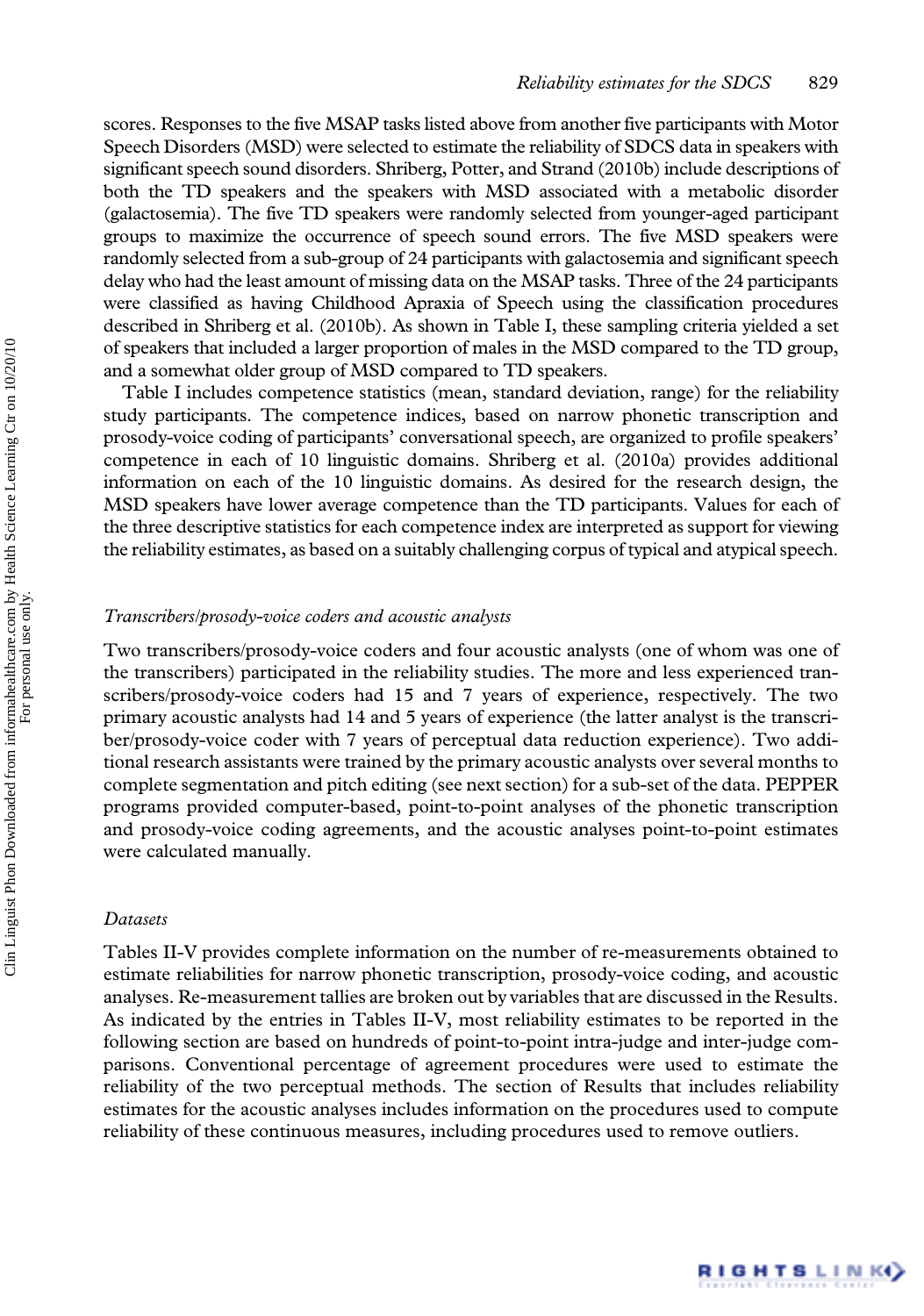scores. Responses to the five MSAP tasks listed above from another five participants with Motor Speech Disorders (MSD) were selected to estimate the reliability of SDCS data in speakers with significant speech sound disorders. Shriberg, Potter, and Strand (2010b) include descriptions of both the TD speakers and the speakers with MSD associated with a metabolic disorder (galactosemia). The five TD speakers were randomly selected from younger-aged participant groups to maximize the occurrence of speech sound errors. The five MSD speakers were randomly selected from a sub-group of 24 participants with galactosemia and significant speech delay who had the least amount of missing data on the MSAP tasks. Three of the 24 participants were classified as having Childhood Apraxia of Speech using the classification procedures described in Shriberg et al. (2010b). As shown in Table I, these sampling criteria yielded a set of speakers that included a larger proportion of males in the MSD compared to the TD group, and a somewhat older group of MSD compared to TD speakers.

Table I includes competence statistics (mean, standard deviation, range) for the reliability study participants. The competence indices, based on narrow phonetic transcription and prosody-voice coding of participants' conversational speech, are organized to profile speakers' competence in each of 10 linguistic domains. Shriberg et al. (2010a) provides additional information on each of the 10 linguistic domains. As desired for the research design, the MSD speakers have lower average competence than the TD participants. Values for each of the three descriptive statistics for each competence index are interpreted as support for viewing the reliability estimates, as based on a suitably challenging corpus of typical and atypical speech.

### *Transcribers/prosody-voice coders and acoustic analysts*

Two transcribers/prosody-voice coders and four acoustic analysts (one of whom was one of the transcribers) participated in the reliability studies. The more and less experienced transcribers/prosody-voice coders had 15 and 7 years of experience, respectively. The two primary acoustic analysts had 14 and 5 years of experience (the latter analyst is the transcriber/prosody-voice coder with 7 years of perceptual data reduction experience). Two additional research assistants were trained by the primary acoustic analysts over several months to complete segmentation and pitch editing (see next section) for a sub-set of the data. PEPPER programs provided computer-based, point-to-point analyses of the phonetic transcription and prosody-voice coding agreements, and the acoustic analyses point-to-point estimates were calculated manually.

### *Datasets*

Tables II-V provides complete information on the number of re-measurements obtained to estimate reliabilities for narrow phonetic transcription, prosody-voice coding, and acoustic analyses. Re-measurement tallies are broken out by variables that are discussed in the Results. As indicated by the entries in Tables II-V, most reliability estimates to be reported in the following section are based on hundreds of point-to-point intra-judge and inter-judge comparisons. Conventional percentage of agreement procedures were used to estimate the reliability of the two perceptual methods. The section of Results that includes reliability estimates for the acoustic analyses includes information on the procedures used to compute reliability of these continuous measures, including procedures used to remove outliers.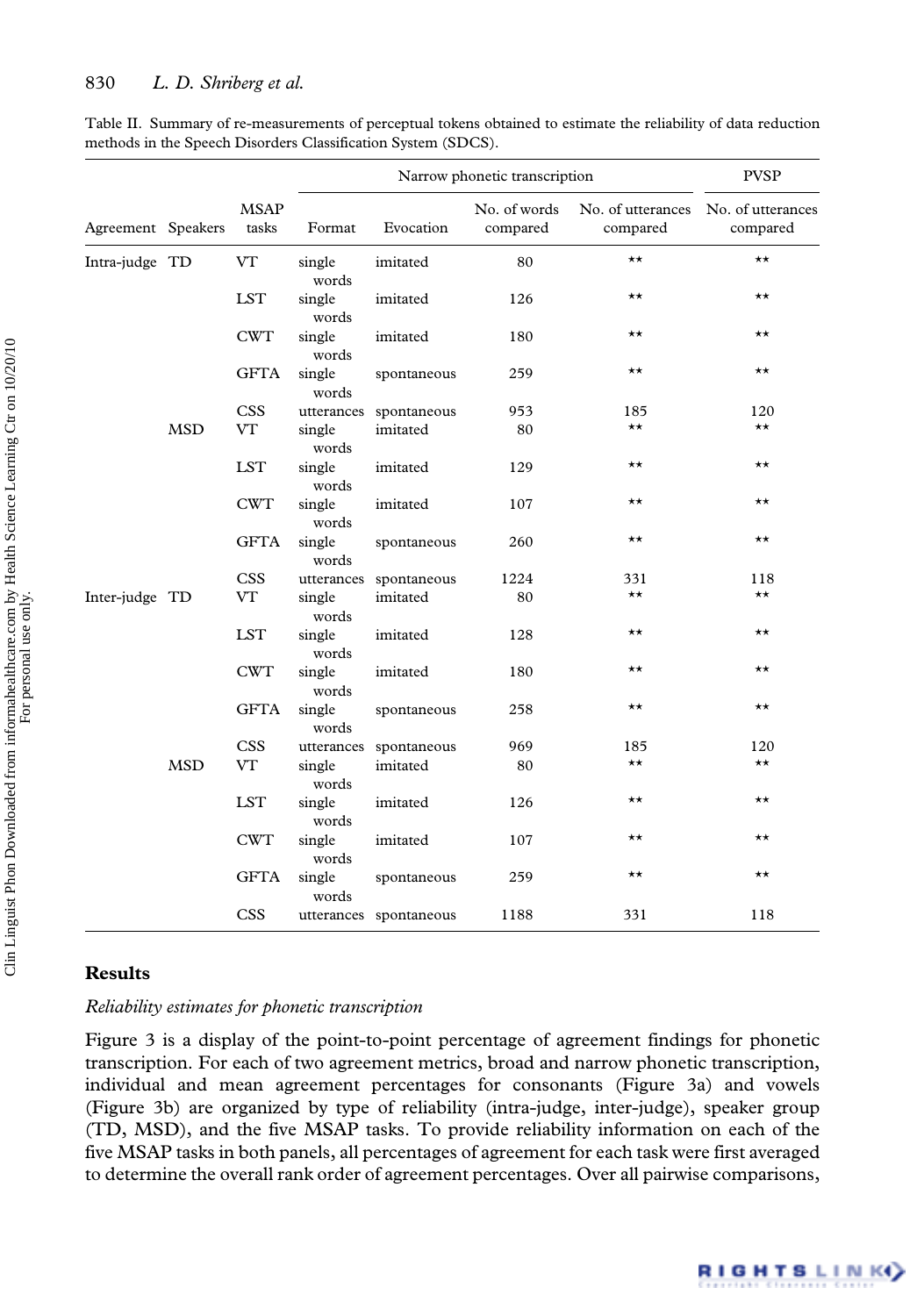Table II. Summary of re-measurements of perceptual tokens obtained to estimate the reliability of data reduction methods in the Speech Disorders Classification System (SDCS).

| | | | Narrow phonetic transcription | | | | PVSP |
|---|---|---|---|---|---|---|---|
| Agreement | Speakers | MSAP tasks | Format | Evocation | No. of words compared | No. of utterances compared | No. of utterances compared |
| Intra-judge | TD | VT | single words | imitated | 80 | ** | ** |
| | | LST | single words | imitated | 126 | ** | ** |
| | | CWT | single words | imitated | 180 | ** | ** |
| | | GFTA | single words | spontaneous | 259 | ** | ** |
| | | CSS | utterances | spontaneous | 953 | 185 | 120 |
| | MSD | VT | single words | imitated | 80 | ** | ** |
| | | LST | single words | imitated | 129 | ** | ** |
| | | CWT | single words | imitated | 107 | ** | ** |
| | | GFTA | single words | spontaneous | 260 | ** | ** |
| | | CSS | utterances | spontaneous | 1224 | 331 | 118 |
| Inter-judge | TD | VT | single words | imitated | 80 | ** | ** |
| | | LST | single words | imitated | 128 | ** | ** |
| | | CWT | single words | imitated | 180 | ** | ** |
| | | GFTA | single words | spontaneous | 258 | ** | ** |
| | | CSS | utterances | spontaneous | 969 | 185 | 120 |
| | MSD | VT | single words | imitated | 80 | ** | ** |
| | | LST | single words | imitated | 126 | ** | ** |
| | | CWT | single words | imitated | 107 | ** | ** |
| | | GFTA | single words | spontaneous | 259 | ** | ** |
| | | CSS | utterances | spontaneous | 1188 | 331 | 118 |

## Results

### *Reliability estimates for phonetic transcription*

Figure 3 is a display of the point-to-point percentage of agreement findings for phonetic transcription. For each of two agreement metrics, broad and narrow phonetic transcription, individual and mean agreement percentages for consonants (Figure 3a) and vowels (Figure 3b) are organized by type of reliability (intra-judge, inter-judge), speaker group (TD, MSD), and the five MSAP tasks. To provide reliability information on each of the five MSAP tasks in both panels, all percentages of agreement for each task were first averaged to determine the overall rank order of agreement percentages. Over all pairwise comparisons,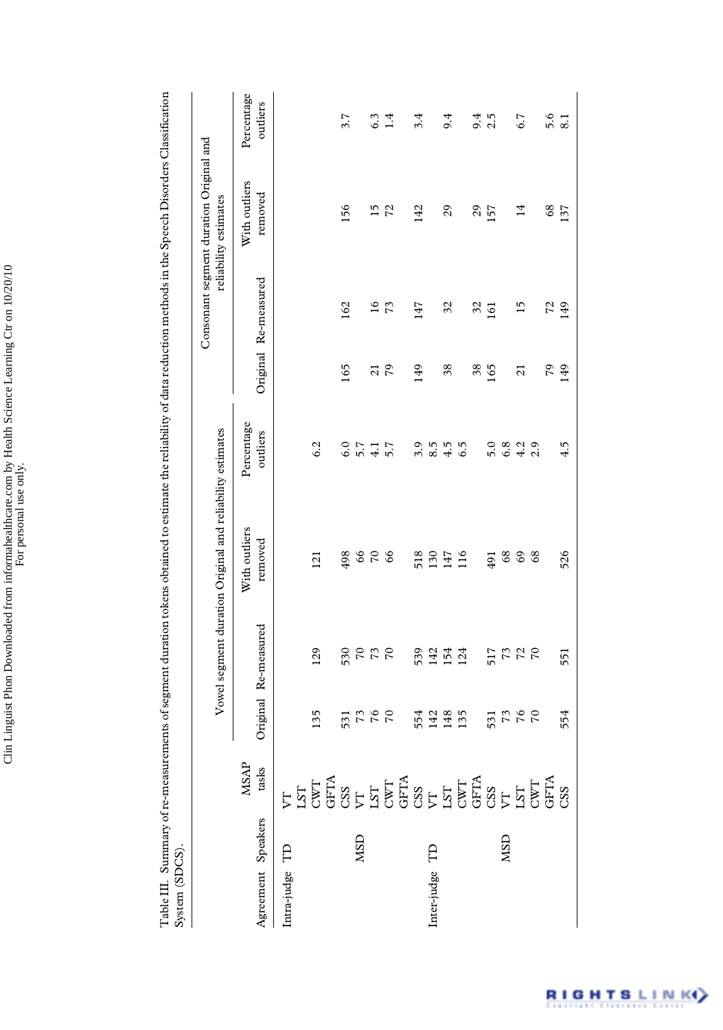Table III. Summary of re-measurements of segment duration tokens obtained to estimate the reliability of data reduction methods in the Speech Disorders Classification System (SDCS).

| Agreement | Speakers | MSAP tasks | Vowel segment duration Original and reliability estimates | | | | Consonant segment duration Original and reliability estimates | | | |
|---|---|---|---|---|---|---|---|---|---|---|
| | | | Original | Re-measured | With outliers removed | Percentage outliers | Original | Re-measured | With outliers removed | Percentage outliers |
| Intra-judge | TD | VT | | | | | | | | |
| | | LST | | | | | | | | |
| | | CWT | 135 | 129 | 121 | 6.2 | | | | |
| | | GFTA | | | | | | | | |
| | | CSS | 531 | 530 | 498 | 6.0 | 165 | 162 | 156 | 3.7 |
| | MSD | VT | 73 | 70 | 66 | 5.7 | | | | |
| | | LST | 76 | 73 | 70 | 4.1 | 21 | 16 | 15 | 6.3 |
| | | CWT | 70 | 70 | 66 | 5.7 | 79 | 73 | 72 | 1.4 |
| | | GFTA | | | | | | | | |
| | | CSS | 554 | 539 | 518 | 3.9 | 149 | 147 | 142 | 3.4 |
| Inter-judge | TD | VT | 142 | 142 | 130 | 8.5 | | | | |
| | | LST | 148 | 154 | 147 | 4.5 | 38 | 32 | 29 | 9.4 |
| | | CWT | 135 | 124 | 116 | 6.5 | | | | |
| | | GFTA | | | | | 38 | 32 | 29 | 9.4 |
| | | CSS | 531 | 517 | 491 | 5.0 | 165 | 161 | 157 | 2.5 |
| | MSD | VT | 73 | 73 | 68 | 6.8 | | | | |
| | | LST | 76 | 72 | 69 | 4.2 | 21 | 15 | 14 | 6.7 |
| | | CWT | 70 | 70 | 68 | 2.9 | | | | |
| | | GFTA | | | | | 79 | 72 | 68 | 5.6 |
| | | CSS | 554 | 551 | 526 | 4.5 | 149 | 149 | 137 | 8.1 |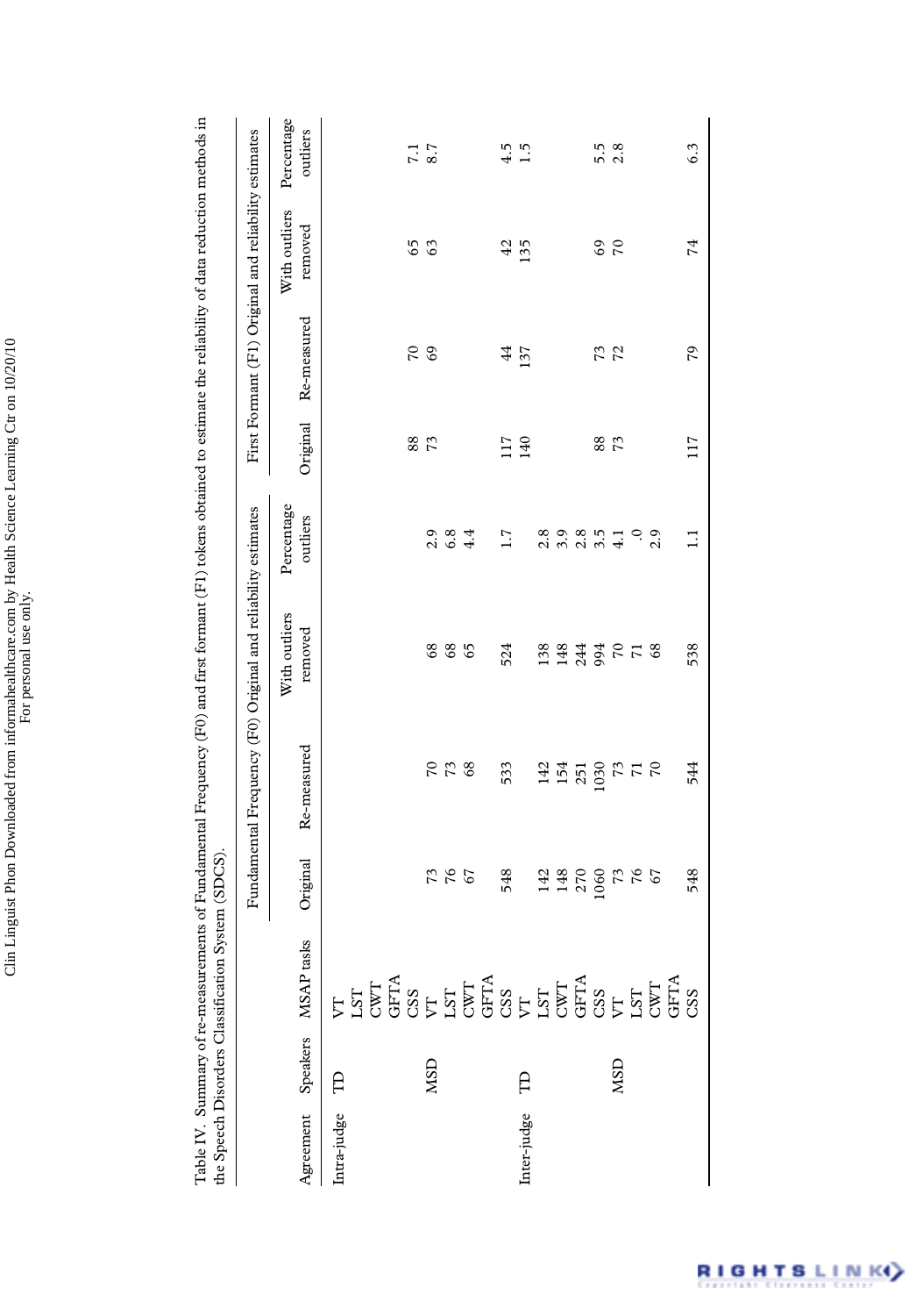Table IV. Summary of re-measurements of Fundamental Frequency (F0) and first formant (F1) tokens obtained to estimate the reliability of data reduction methods in the Speech Disorders Classification System (SDCS).

| | | | Fundamental Frequency (F0) Original and reliability estimates | | | | First Formant (F1) Original and reliability estimates | | | |
|---|---|---|---|---|---|---|---|---|---|---|
| Agreement | Speakers | MSAP tasks | Original | Re-measured | With outliers removed | Percentage outliers | Original | Re-measured | With outliers removed | Percentage outliers |
| Intra-judge | TD | VT | | | | | | | | |
| | | LST | | | | | | | | |
| | | CWT | | | | | | | | |
| | | GFTA | | | | | | | | |
| | | CSS | | | | | 88 | 70 | 65 | 7.1 |
| | MSD | VT | 73 | 70 | 68 | 2.9 | 73 | 69 | 63 | 8.7 |
| | | LST | 76 | 73 | 68 | 6.8 | | | | |
| | | CWT | 67 | 68 | 65 | 4.4 | | | | |
| | | GFTA | | | | | | | | |
| | | CSS | 548 | 533 | 524 | 1.7 | 117 | 44 | 42 | 4.5 |
| Inter-judge | TD | VT | | | | | 140 | 137 | 135 | 1.5 |
| | | LST | 142 | 142 | 138 | 2.8 | | | | |
| | | CWT | 148 | 154 | 148 | 3.9 | | | | |
| | | GFTA | 270 | 251 | 244 | 2.8 | | | | |
| | | CSS | 1060 | 1030 | 994 | 3.5 | 88 | 73 | 69 | 5.5 |
| | MSD | VT | 73 | 73 | 70 | 4.1 | 73 | 72 | 70 | 2.8 |
| | | LST | 76 | 71 | 71 | .0 | | | | |
| | | CWT | 67 | 70 | 68 | 2.9 | | | | |
| | | GFTA | | | | | | | | |
| | | CSS | 548 | 544 | 538 | 1.1 | 117 | 79 | 74 | 6.3 |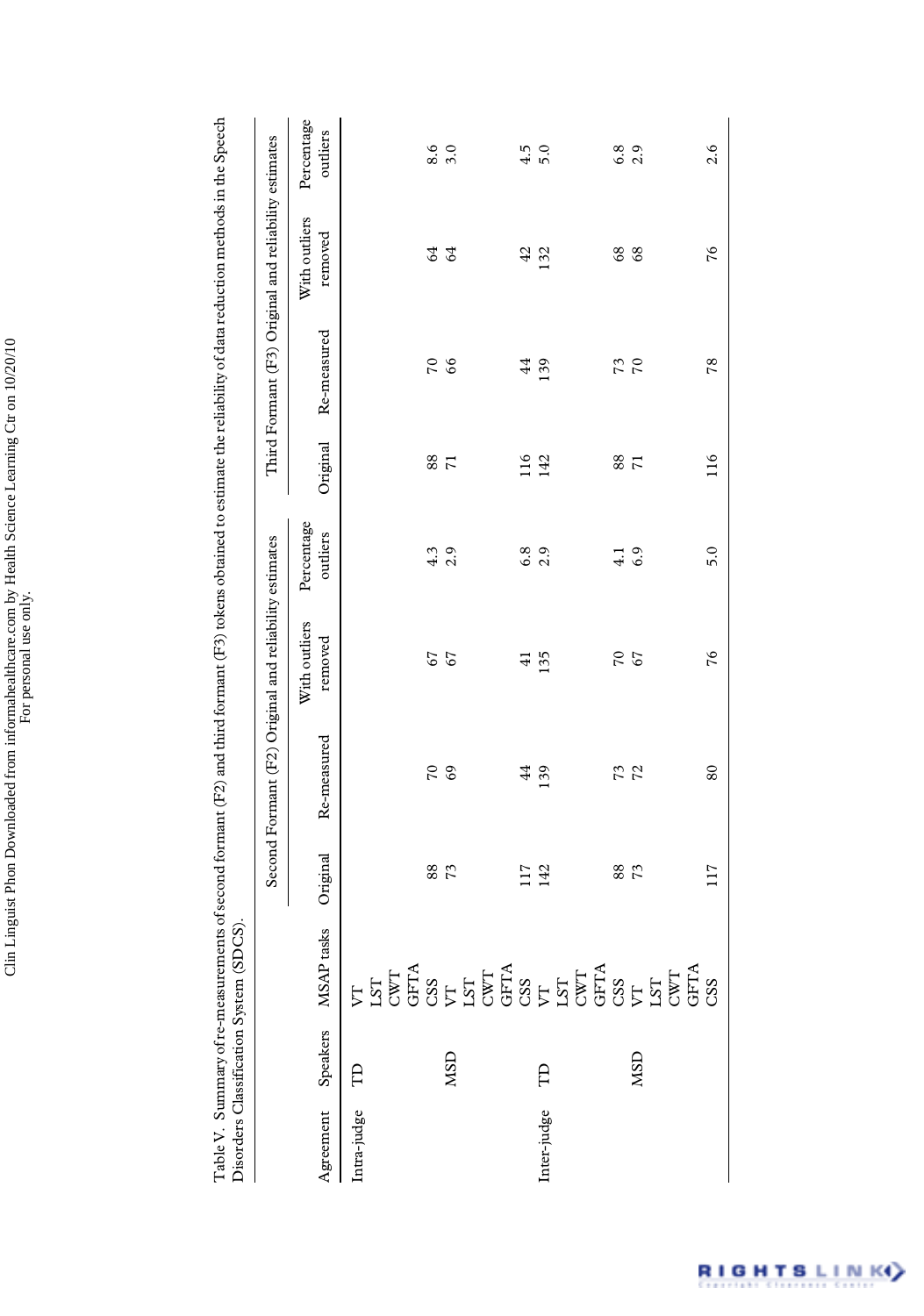Table V. Summary of re-measurements of second formant (F2) and third formant (F3) tokens obtained to estimate the reliability of data reduction methods in the Speech Disorders Classification System (SDCS).

| Agreement | Speakers | MSAP tasks | Second Formant (F2) Original and reliability estimates | | | | Third Formant (F3) Original and reliability estimates | | | |
|---|---|---|---|---|---|---|---|---|---|---|
| | | | Original | Re-measured | With outliers removed | Percentage outliers | Original | Re-measured | With outliers removed | Percentage outliers |
| Intra-judge | TD | VT LST CWT GFTA CSS | 88 | 70 | 67 | 4.3 | 88 | 70 | 64 | 8.6 |
| | MSD | VT LST CWT GFTA CSS | 73 | 69 | 67 | 2.9 | 71 | 66 | 64 | 3.0 |
| Inter-judge | TD | VT LST CWT GFTA CSS | 117 | 44 | 41 | 6.8 | 116 | 44 | 42 | 4.5 |
| | | | 142 | 139 | 135 | 2.9 | 142 | 139 | 132 | 5.0 |
| | MSD | VT LST CWT GFTA CSS | 88 | 73 | 70 | 4.1 | 88 | 73 | 68 | 6.8 |
| | | | 73 | 72 | 67 | 6.9 | 71 | 70 | 68 | 2.9 |
| | | | 117 | 80 | 76 | 5.0 | 116 | 78 | 76 | 2.6 |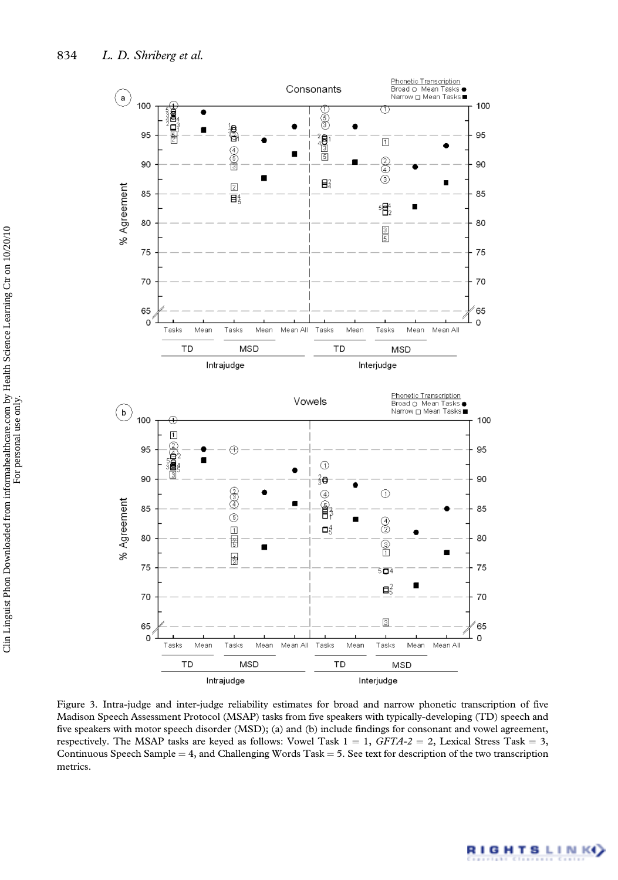Figure 3. Intra-judge and inter-judge reliability estimates for broad and narrow phonetic transcription of five Madison Speech Assessment Protocol (MSAP) tasks from five speakers with typically-developing (TD) speech and five speakers with motor speech disorder (MSD); (a) and (b) include findings for consonant and vowel agreement, respectively. The MSAP tasks are keyed as follows: Vowel Task 1 = 1, *GFTA-2* = 2, Lexical Stress Task = 3, Continuous Speech Sample = 4, and Challenging Words Task = 5. See text for description of the two transcription metrics.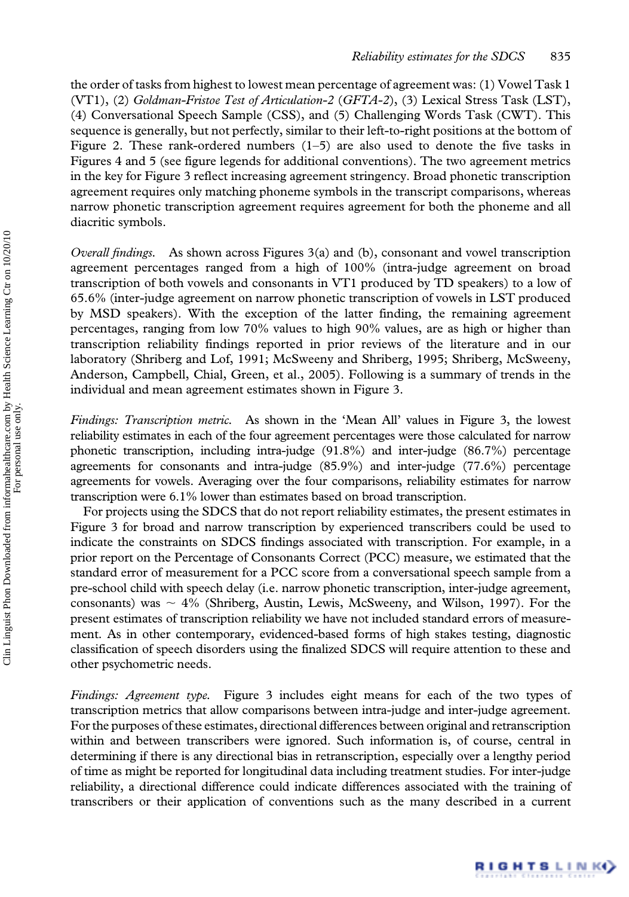the order of tasks from highest to lowest mean percentage of agreement was: (1) Vowel Task 1 (VT1), (2) *Goldman-Fristoe Test of Articulation-2* (*GFTA-2*), (3) Lexical Stress Task (LST), (4) Conversational Speech Sample (CSS), and (5) Challenging Words Task (CWT). This sequence is generally, but not perfectly, similar to their left-to-right positions at the bottom of Figure 2. These rank-ordered numbers (1–5) are also used to denote the five tasks in Figures 4 and 5 (see figure legends for additional conventions). The two agreement metrics in the key for Figure 3 reflect increasing agreement stringency. Broad phonetic transcription agreement requires only matching phoneme symbols in the transcript comparisons, whereas narrow phonetic transcription agreement requires agreement for both the phoneme and all diacritic symbols.

*Overall findings.* As shown across Figures 3(a) and (b), consonant and vowel transcription agreement percentages ranged from a high of 100% (intra-judge agreement on broad transcription of both vowels and consonants in VT1 produced by TD speakers) to a low of 65.6% (inter-judge agreement on narrow phonetic transcription of vowels in LST produced by MSD speakers). With the exception of the latter finding, the remaining agreement percentages, ranging from low 70% values to high 90% values, are as high or higher than transcription reliability findings reported in prior reviews of the literature and in our laboratory (Shriberg and Lof, 1991; McSweeny and Shriberg, 1995; Shriberg, McSweeny, Anderson, Campbell, Chial, Green, et al., 2005). Following is a summary of trends in the individual and mean agreement estimates shown in Figure 3.

*Findings: Transcription metric.* As shown in the 'Mean All' values in Figure 3, the lowest reliability estimates in each of the four agreement percentages were those calculated for narrow phonetic transcription, including intra-judge (91.8%) and inter-judge (86.7%) percentage agreements for consonants and intra-judge (85.9%) and inter-judge (77.6%) percentage agreements for vowels. Averaging over the four comparisons, reliability estimates for narrow transcription were 6.1% lower than estimates based on broad transcription.

For projects using the SDCS that do not report reliability estimates, the present estimates in Figure 3 for broad and narrow transcription by experienced transcribers could be used to indicate the constraints on SDCS findings associated with transcription. For example, in a prior report on the Percentage of Consonants Correct (PCC) measure, we estimated that the standard error of measurement for a PCC score from a conversational speech sample from a pre-school child with speech delay (i.e. narrow phonetic transcription, inter-judge agreement, consonants) was ~ 4% (Shriberg, Austin, Lewis, McSweeny, and Wilson, 1997). For the present estimates of transcription reliability we have not included standard errors of measurement. As in other contemporary, evidenced-based forms of high stakes testing, diagnostic classification of speech disorders using the finalized SDCS will require attention to these and other psychometric needs.

*Findings: Agreement type.* Figure 3 includes eight means for each of the two types of transcription metrics that allow comparisons between intra-judge and inter-judge agreement. For the purposes of these estimates, directional differences between original and retranscription within and between transcribers were ignored. Such information is, of course, central in determining if there is any directional bias in retranscription, especially over a lengthy period of time as might be reported for longitudinal data including treatment studies. For inter-judge reliability, a directional difference could indicate differences associated with the training of transcribers or their application of conventions such as the many described in a current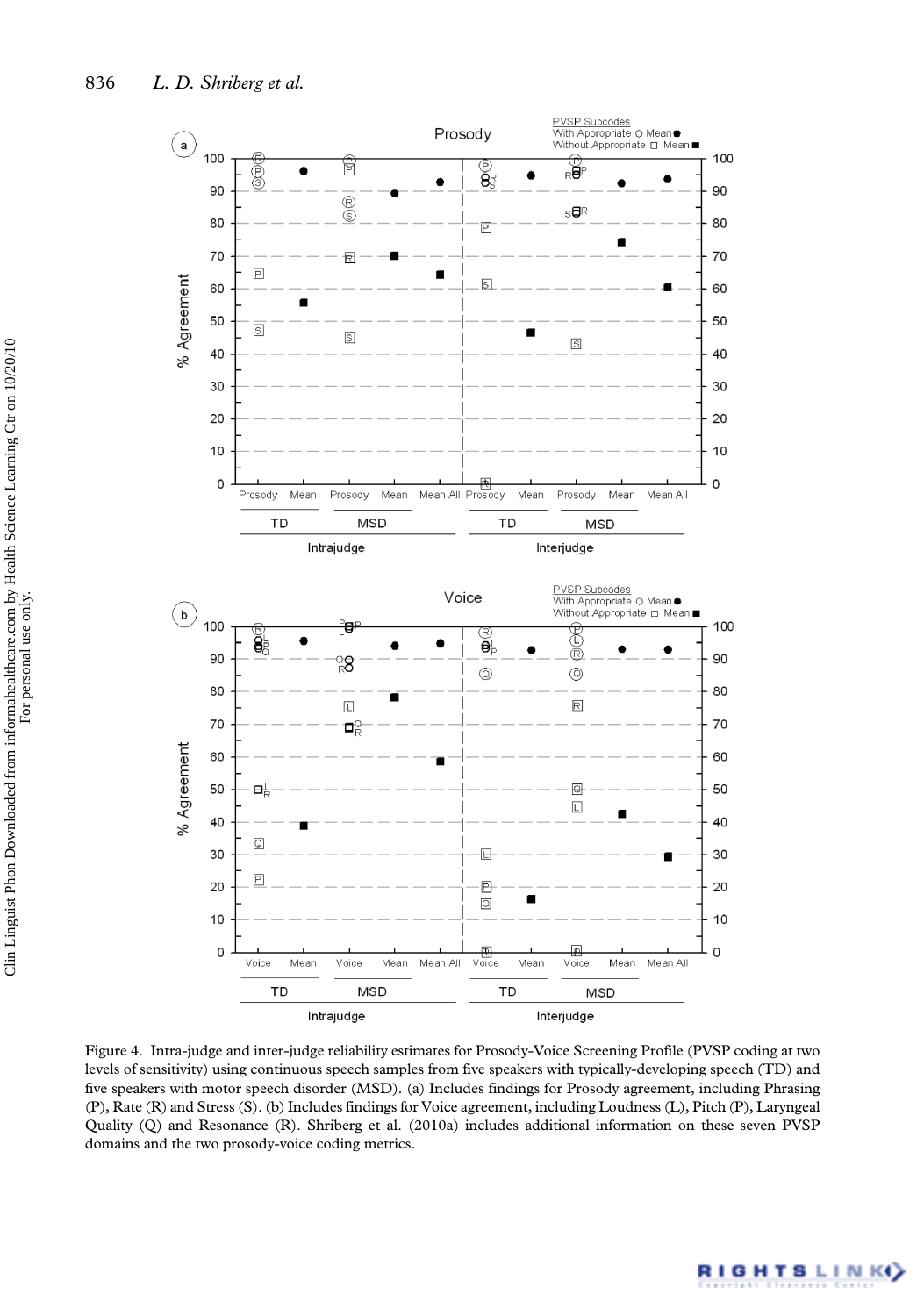Figure 4. Intra-judge and inter-judge reliability estimates for Prosody-Voice Screening Profile (PVSP coding at two levels of sensitivity) using continuous speech samples from five speakers with typically-developing speech (TD) and five speakers with motor speech disorder (MSD). (a) Includes findings for Prosody agreement, including Phrasing (P), Rate (R) and Stress (S). (b) Includes findings for Voice agreement, including Loudness (L), Pitch (P), Laryngeal Quality (Q) and Resonance (R). Shriberg et al. (2010a) includes additional information on these seven PVSP domains and the two prosody-voice coding metrics.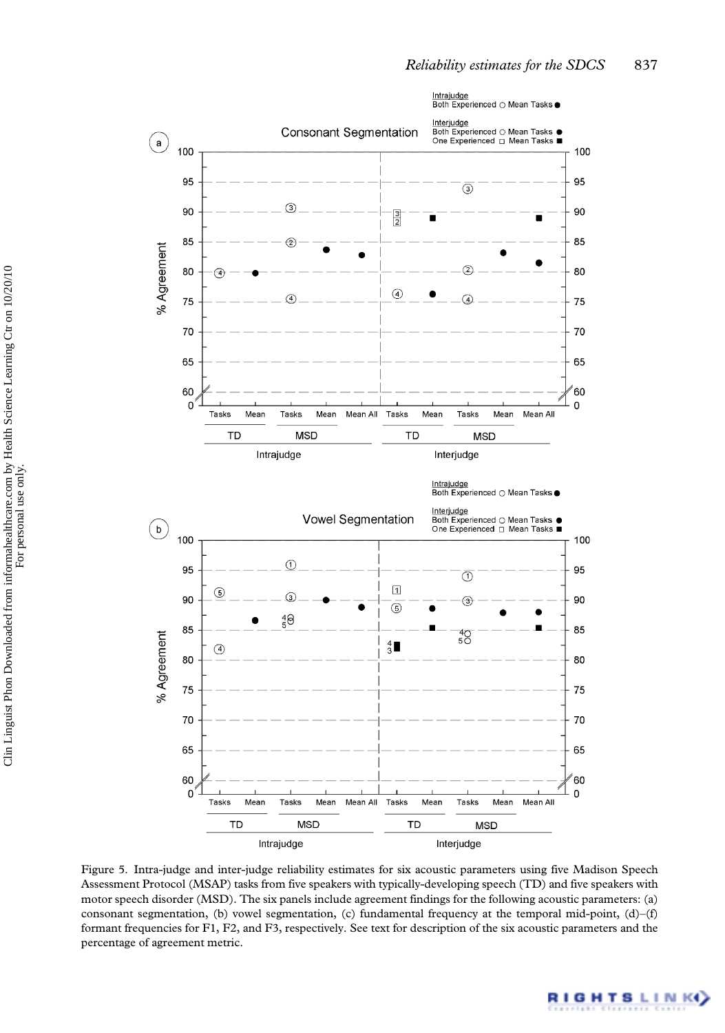Figure 5. Intra-judge and inter-judge reliability estimates for six acoustic parameters using five Madison Speech Assessment Protocol (MSAP) tasks from five speakers with typically-developing speech (TD) and five speakers with motor speech disorder (MSD). The six panels include agreement findings for the following acoustic parameters: (a) consonant segmentation, (b) vowel segmentation, (c) fundamental frequency at the temporal mid-point, (d)–(f) formant frequencies for F1, F2, and F3, respectively. See text for description of the six acoustic parameters and the percentage of agreement metric.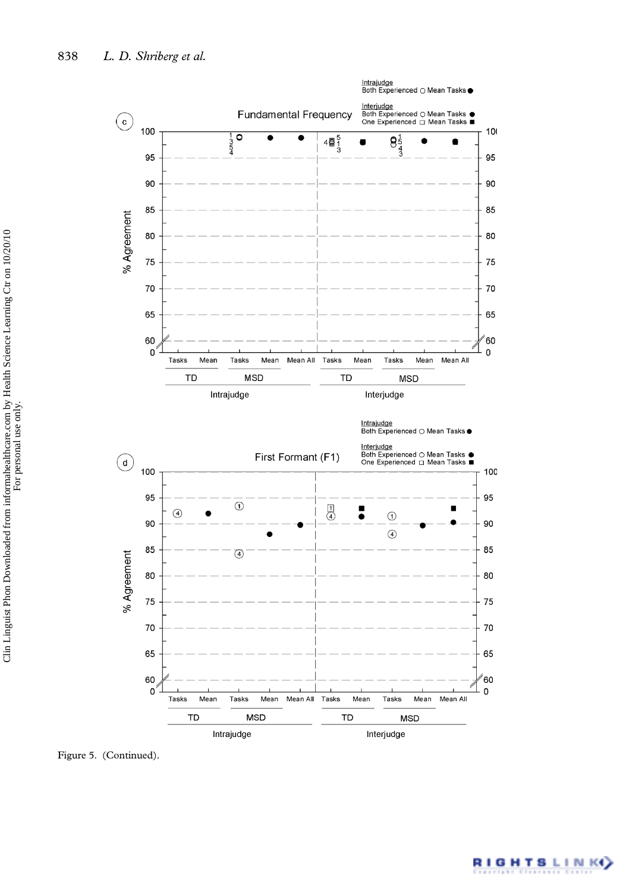Figure 5. (Continued).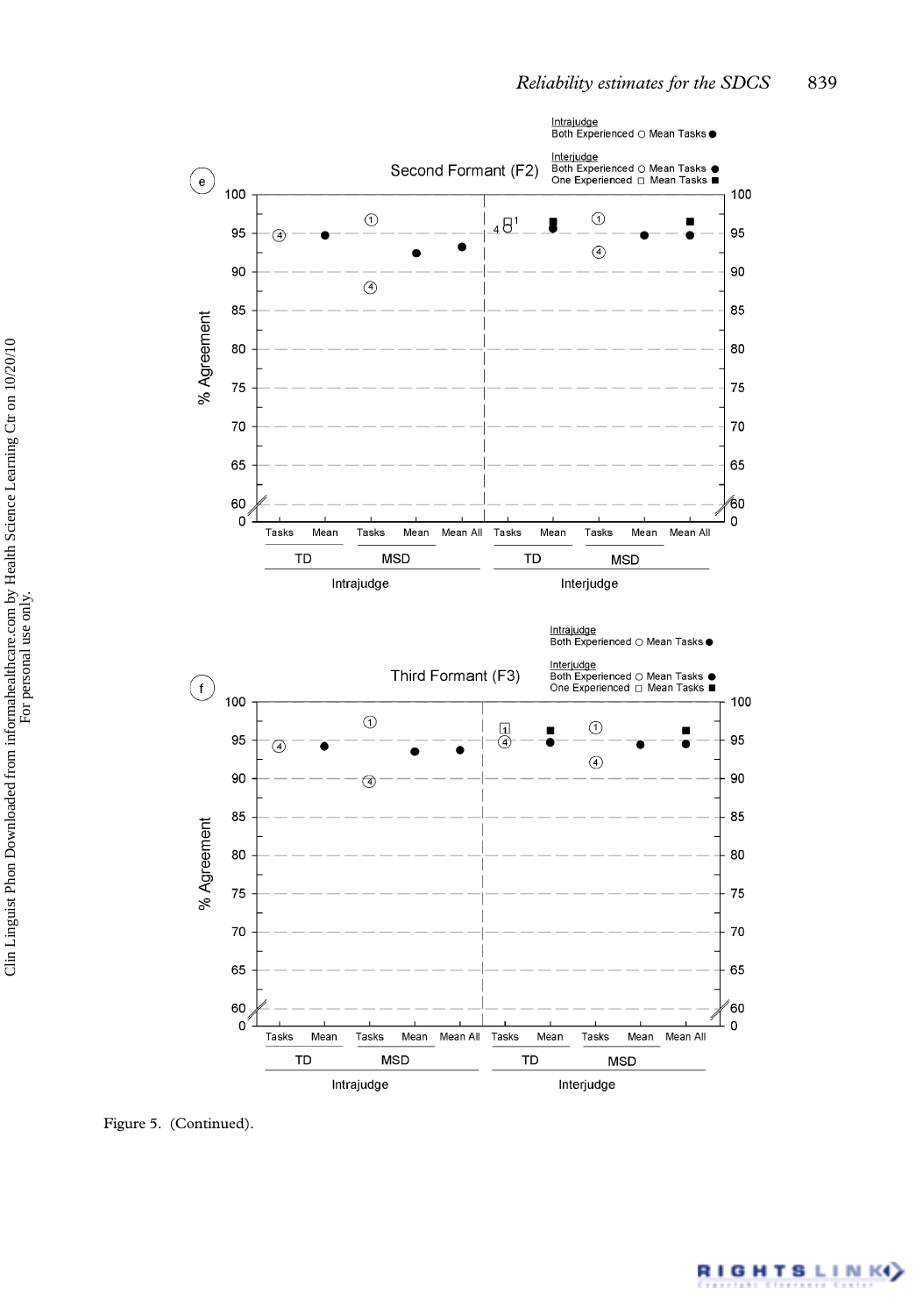Figure 5. (Continued).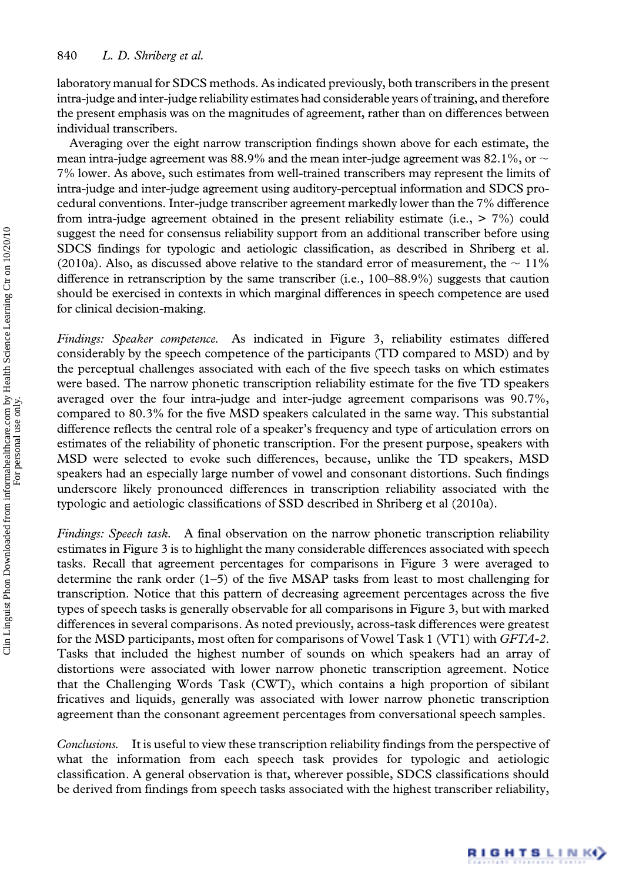laboratory manual for SDCS methods. As indicated previously, both transcribers in the present intra-judge and inter-judge reliability estimates had considerable years of training, and therefore the present emphasis was on the magnitudes of agreement, rather than on differences between individual transcribers.

Averaging over the eight narrow transcription findings shown above for each estimate, the mean intra-judge agreement was 88.9% and the mean inter-judge agreement was 82.1%, or ~ 7% lower. As above, such estimates from well-trained transcribers may represent the limits of intra-judge and inter-judge agreement using auditory-perceptual information and SDCS procedural conventions. Inter-judge transcriber agreement markedly lower than the 7% difference from intra-judge agreement obtained in the present reliability estimate (i.e., > 7%) could suggest the need for consensus reliability support from an additional transcriber before using SDCS findings for typologic and aetiologic classification, as described in Shriberg et al. (2010a). Also, as discussed above relative to the standard error of measurement, the ~ 11% difference in retranscription by the same transcriber (i.e., 100–88.9%) suggests that caution should be exercised in contexts in which marginal differences in speech competence are used for clinical decision-making.

*Findings: Speaker competence.* As indicated in Figure 3, reliability estimates differed considerably by the speech competence of the participants (TD compared to MSD) and by the perceptual challenges associated with each of the five speech tasks on which estimates were based. The narrow phonetic transcription reliability estimate for the five TD speakers averaged over the four intra-judge and inter-judge agreement comparisons was 90.7%, compared to 80.3% for the five MSD speakers calculated in the same way. This substantial difference reflects the central role of a speaker's frequency and type of articulation errors on estimates of the reliability of phonetic transcription. For the present purpose, speakers with MSD were selected to evoke such differences, because, unlike the TD speakers, MSD speakers had an especially large number of vowel and consonant distortions. Such findings underscore likely pronounced differences in transcription reliability associated with the typologic and aetiologic classifications of SSD described in Shriberg et al (2010a).

*Findings: Speech task.* A final observation on the narrow phonetic transcription reliability estimates in Figure 3 is to highlight the many considerable differences associated with speech tasks. Recall that agreement percentages for comparisons in Figure 3 were averaged to determine the rank order (1–5) of the five MSAP tasks from least to most challenging for transcription. Notice that this pattern of decreasing agreement percentages across the five types of speech tasks is generally observable for all comparisons in Figure 3, but with marked differences in several comparisons. As noted previously, across-task differences were greatest for the MSD participants, most often for comparisons of Vowel Task 1 (VT1) with *GFTA-2*. Tasks that included the highest number of sounds on which speakers had an array of distortions were associated with lower narrow phonetic transcription agreement. Notice that the Challenging Words Task (CWT), which contains a high proportion of sibilant fricatives and liquids, generally was associated with lower narrow phonetic transcription agreement than the consonant agreement percentages from conversational speech samples.

*Conclusions.* It is useful to view these transcription reliability findings from the perspective of what the information from each speech task provides for typologic and aetiologic classification. A general observation is that, wherever possible, SDCS classifications should be derived from findings from speech tasks associated with the highest transcriber reliability,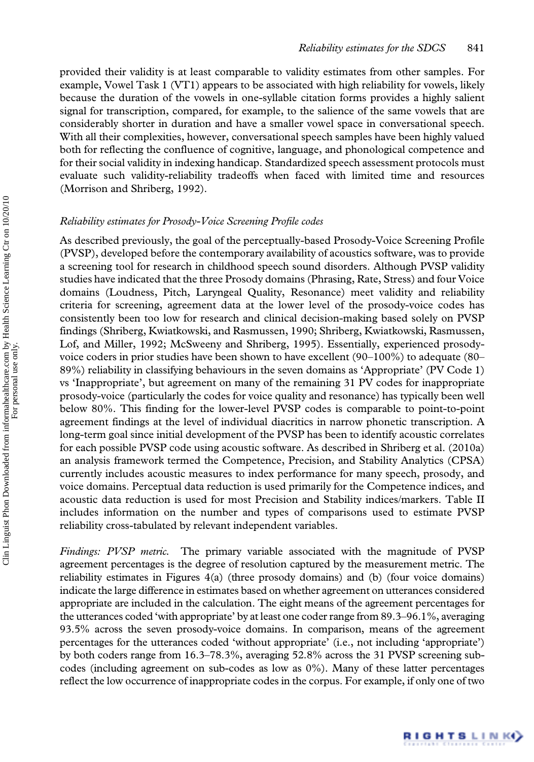provided their validity is at least comparable to validity estimates from other samples. For example, Vowel Task 1 (VT1) appears to be associated with high reliability for vowels, likely because the duration of the vowels in one-syllable citation forms provides a highly salient signal for transcription, compared, for example, to the salience of the same vowels that are considerably shorter in duration and have a smaller vowel space in conversational speech. With all their complexities, however, conversational speech samples have been highly valued both for reflecting the confluence of cognitive, language, and phonological competence and for their social validity in indexing handicap. Standardized speech assessment protocols must evaluate such validity-reliability tradeoffs when faced with limited time and resources (Morrison and Shriberg, 1992).

### *Reliability estimates for Prosody-Voice Screening Profile codes*

As described previously, the goal of the perceptually-based Prosody-Voice Screening Profile (PVSP), developed before the contemporary availability of acoustics software, was to provide a screening tool for research in childhood speech sound disorders. Although PVSP validity studies have indicated that the three Prosody domains (Phrasing, Rate, Stress) and four Voice domains (Loudness, Pitch, Laryngeal Quality, Resonance) meet validity and reliability criteria for screening, agreement data at the lower level of the prosody-voice codes has consistently been too low for research and clinical decision-making based solely on PVSP findings (Shriberg, Kwiatkowski, and Rasmussen, 1990; Shriberg, Kwiatkowski, Rasmussen, Lof, and Miller, 1992; McSweeny and Shriberg, 1995). Essentially, experienced prosody-voice coders in prior studies have been shown to have excellent (90–100%) to adequate (80–89%) reliability in classifying behaviours in the seven domains as 'Appropriate' (PV Code 1) vs 'Inappropriate', but agreement on many of the remaining 31 PV codes for inappropriate prosody-voice (particularly the codes for voice quality and resonance) has typically been well below 80%. This finding for the lower-level PVSP codes is comparable to point-to-point agreement findings at the level of individual diacritics in narrow phonetic transcription. A long-term goal since initial development of the PVSP has been to identify acoustic correlates for each possible PVSP code using acoustic software. As described in Shriberg et al. (2010a) an analysis framework termed the Competence, Precision, and Stability Analytics (CPSA) currently includes acoustic measures to index performance for many speech, prosody, and voice domains. Perceptual data reduction is used primarily for the Competence indices, and acoustic data reduction is used for most Precision and Stability indices/markers. Table II includes information on the number and types of comparisons used to estimate PVSP reliability cross-tabulated by relevant independent variables.

*Findings: PVSP metric.* The primary variable associated with the magnitude of PVSP agreement percentages is the degree of resolution captured by the measurement metric. The reliability estimates in Figures 4(a) (three prosody domains) and (b) (four voice domains) indicate the large difference in estimates based on whether agreement on utterances considered appropriate are included in the calculation. The eight means of the agreement percentages for the utterances coded 'with appropriate' by at least one coder range from 89.3–96.1%, averaging 93.5% across the seven prosody-voice domains. In comparison, means of the agreement percentages for the utterances coded 'without appropriate' (i.e., not including 'appropriate') by both coders range from 16.3–78.3%, averaging 52.8% across the 31 PVSP screening sub-codes (including agreement on sub-codes as low as 0%). Many of these latter percentages reflect the low occurrence of inappropriate codes in the corpus. For example, if only one of two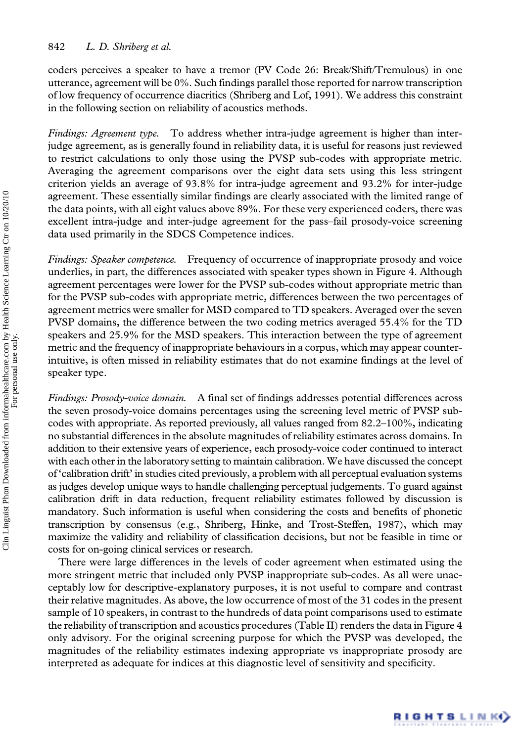coders perceives a speaker to have a tremor (PV Code 26: Break/Shift/Tremulous) in one utterance, agreement will be 0%. Such findings parallel those reported for narrow transcription of low frequency of occurrence diacritics (Shriberg and Lof, 1991). We address this constraint in the following section on reliability of acoustics methods.

*Findings: Agreement type.* To address whether intra-judge agreement is higher than inter-judge agreement, as is generally found in reliability data, it is useful for reasons just reviewed to restrict calculations to only those using the PVSP sub-codes with appropriate metric. Averaging the agreement comparisons over the eight data sets using this less stringent criterion yields an average of 93.8% for intra-judge agreement and 93.2% for inter-judge agreement. These essentially similar findings are clearly associated with the limited range of the data points, with all eight values above 89%. For these very experienced coders, there was excellent intra-judge and inter-judge agreement for the pass–fail prosody-voice screening data used primarily in the SDCS Competence indices.

*Findings: Speaker competence.* Frequency of occurrence of inappropriate prosody and voice underlies, in part, the differences associated with speaker types shown in Figure 4. Although agreement percentages were lower for the PVSP sub-codes without appropriate metric than for the PVSP sub-codes with appropriate metric, differences between the two percentages of agreement metrics were smaller for MSD compared to TD speakers. Averaged over the seven PVSP domains, the difference between the two coding metrics averaged 55.4% for the TD speakers and 25.9% for the MSD speakers. This interaction between the type of agreement metric and the frequency of inappropriate behaviours in a corpus, which may appear counter-intuitive, is often missed in reliability estimates that do not examine findings at the level of speaker type.

*Findings: Prosody-voice domain.* A final set of findings addresses potential differences across the seven prosody-voice domains percentages using the screening level metric of PVSP sub-codes with appropriate. As reported previously, all values ranged from 82.2–100%, indicating no substantial differences in the absolute magnitudes of reliability estimates across domains. In addition to their extensive years of experience, each prosody-voice coder continued to interact with each other in the laboratory setting to maintain calibration. We have discussed the concept of 'calibration drift' in studies cited previously, a problem with all perceptual evaluation systems as judges develop unique ways to handle challenging perceptual judgements. To guard against calibration drift in data reduction, frequent reliability estimates followed by discussion is mandatory. Such information is useful when considering the costs and benefits of phonetic transcription by consensus (e.g., Shriberg, Hinke, and Trost-Steffen, 1987), which may maximize the validity and reliability of classification decisions, but not be feasible in time or costs for on-going clinical services or research.

There were large differences in the levels of coder agreement when estimated using the more stringent metric that included only PVSP inappropriate sub-codes. As all were unacceptably low for descriptive-explanatory purposes, it is not useful to compare and contrast their relative magnitudes. As above, the low occurrence of most of the 31 codes in the present sample of 10 speakers, in contrast to the hundreds of data point comparisons used to estimate the reliability of transcription and acoustics procedures (Table II) renders the data in Figure 4 only advisory. For the original screening purpose for which the PVSP was developed, the magnitudes of the reliability estimates indexing appropriate vs inappropriate prosody are interpreted as adequate for indices at this diagnostic level of sensitivity and specificity.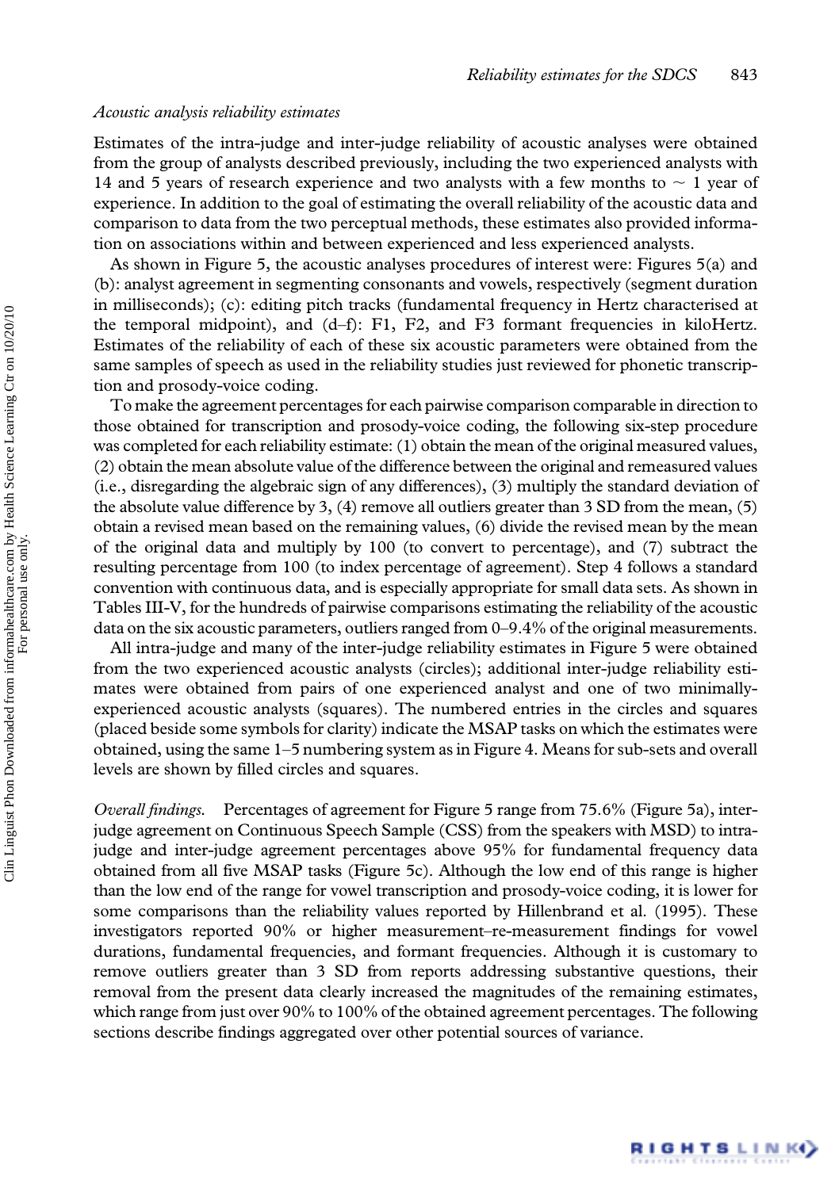*Acoustic analysis reliability estimates*

Estimates of the intra-judge and inter-judge reliability of acoustic analyses were obtained from the group of analysts described previously, including the two experienced analysts with 14 and 5 years of research experience and two analysts with a few months to ~ 1 year of experience. In addition to the goal of estimating the overall reliability of the acoustic data and comparison to data from the two perceptual methods, these estimates also provided information on associations within and between experienced and less experienced analysts.

As shown in Figure 5, the acoustic analyses procedures of interest were: Figures 5(a) and (b): analyst agreement in segmenting consonants and vowels, respectively (segment duration in milliseconds); (c): editing pitch tracks (fundamental frequency in Hertz characterised at the temporal midpoint), and (d–f): F1, F2, and F3 formant frequencies in kiloHertz. Estimates of the reliability of each of these six acoustic parameters were obtained from the same samples of speech as used in the reliability studies just reviewed for phonetic transcription and prosody-voice coding.

To make the agreement percentages for each pairwise comparison comparable in direction to those obtained for transcription and prosody-voice coding, the following six-step procedure was completed for each reliability estimate: (1) obtain the mean of the original measured values, (2) obtain the mean absolute value of the difference between the original and remeasured values (i.e., disregarding the algebraic sign of any differences), (3) multiply the standard deviation of the absolute value difference by 3, (4) remove all outliers greater than 3 SD from the mean, (5) obtain a revised mean based on the remaining values, (6) divide the revised mean by the mean of the original data and multiply by 100 (to convert to percentage), and (7) subtract the resulting percentage from 100 (to index percentage of agreement). Step 4 follows a standard convention with continuous data, and is especially appropriate for small data sets. As shown in Tables III-V, for the hundreds of pairwise comparisons estimating the reliability of the acoustic data on the six acoustic parameters, outliers ranged from 0–9.4% of the original measurements.

All intra-judge and many of the inter-judge reliability estimates in Figure 5 were obtained from the two experienced acoustic analysts (circles); additional inter-judge reliability estimates were obtained from pairs of one experienced analyst and one of two minimally-experienced acoustic analysts (squares). The numbered entries in the circles and squares (placed beside some symbols for clarity) indicate the MSAP tasks on which the estimates were obtained, using the same 1–5 numbering system as in Figure 4. Means for sub-sets and overall levels are shown by filled circles and squares.

*Overall findings.* Percentages of agreement for Figure 5 range from 75.6% (Figure 5a), inter-judge agreement on Continuous Speech Sample (CSS) from the speakers with MSD) to intra-judge and inter-judge agreement percentages above 95% for fundamental frequency data obtained from all five MSAP tasks (Figure 5c). Although the low end of this range is higher than the low end of the range for vowel transcription and prosody-voice coding, it is lower for some comparisons than the reliability values reported by Hillenbrand et al. (1995). These investigators reported 90% or higher measurement–re-measurement findings for vowel durations, fundamental frequencies, and formant frequencies. Although it is customary to remove outliers greater than 3 SD from reports addressing substantive questions, their removal from the present data clearly increased the magnitudes of the remaining estimates, which range from just over 90% to 100% of the obtained agreement percentages. The following sections describe findings aggregated over other potential sources of variance.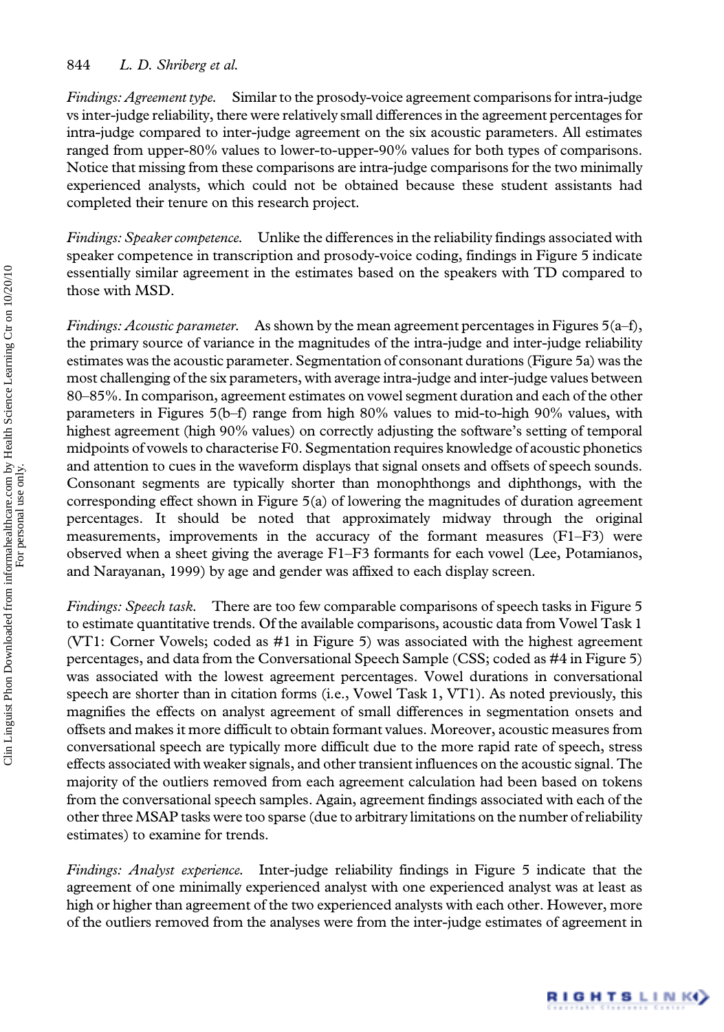*Findings: Agreement type.* Similar to the prosody-voice agreement comparisons for intra-judge vs inter-judge reliability, there were relatively small differences in the agreement percentages for intra-judge compared to inter-judge agreement on the six acoustic parameters. All estimates ranged from upper-80% values to lower-to-upper-90% values for both types of comparisons. Notice that missing from these comparisons are intra-judge comparisons for the two minimally experienced analysts, which could not be obtained because these student assistants had completed their tenure on this research project.

*Findings: Speaker competence.* Unlike the differences in the reliability findings associated with speaker competence in transcription and prosody-voice coding, findings in Figure 5 indicate essentially similar agreement in the estimates based on the speakers with TD compared to those with MSD.

*Findings: Acoustic parameter.* As shown by the mean agreement percentages in Figures 5(a–f), the primary source of variance in the magnitudes of the intra-judge and inter-judge reliability estimates was the acoustic parameter. Segmentation of consonant durations (Figure 5a) was the most challenging of the six parameters, with average intra-judge and inter-judge values between 80–85%. In comparison, agreement estimates on vowel segment duration and each of the other parameters in Figures 5(b–f) range from high 80% values to mid-to-high 90% values, with highest agreement (high 90% values) on correctly adjusting the software's setting of temporal midpoints of vowels to characterise F0. Segmentation requires knowledge of acoustic phonetics and attention to cues in the waveform displays that signal onsets and offsets of speech sounds. Consonant segments are typically shorter than monophthongs and diphthongs, with the corresponding effect shown in Figure 5(a) of lowering the magnitudes of duration agreement percentages. It should be noted that approximately midway through the original measurements, improvements in the accuracy of the formant measures (F1–F3) were observed when a sheet giving the average F1–F3 formants for each vowel (Lee, Potamianos, and Narayanan, 1999) by age and gender was affixed to each display screen.

*Findings: Speech task.* There are too few comparable comparisons of speech tasks in Figure 5 to estimate quantitative trends. Of the available comparisons, acoustic data from Vowel Task 1 (VT1: Corner Vowels; coded as #1 in Figure 5) was associated with the highest agreement percentages, and data from the Conversational Speech Sample (CSS; coded as #4 in Figure 5) was associated with the lowest agreement percentages. Vowel durations in conversational speech are shorter than in citation forms (i.e., Vowel Task 1, VT1). As noted previously, this magnifies the effects on analyst agreement of small differences in segmentation onsets and offsets and makes it more difficult to obtain formant values. Moreover, acoustic measures from conversational speech are typically more difficult due to the more rapid rate of speech, stress effects associated with weaker signals, and other transient influences on the acoustic signal. The majority of the outliers removed from each agreement calculation had been based on tokens from the conversational speech samples. Again, agreement findings associated with each of the other three MSAP tasks were too sparse (due to arbitrary limitations on the number of reliability estimates) to examine for trends.

*Findings: Analyst experience.* Inter-judge reliability findings in Figure 5 indicate that the agreement of one minimally experienced analyst with one experienced analyst was at least as high or higher than agreement of the two experienced analysts with each other. However, more of the outliers removed from the analyses were from the inter-judge estimates of agreement in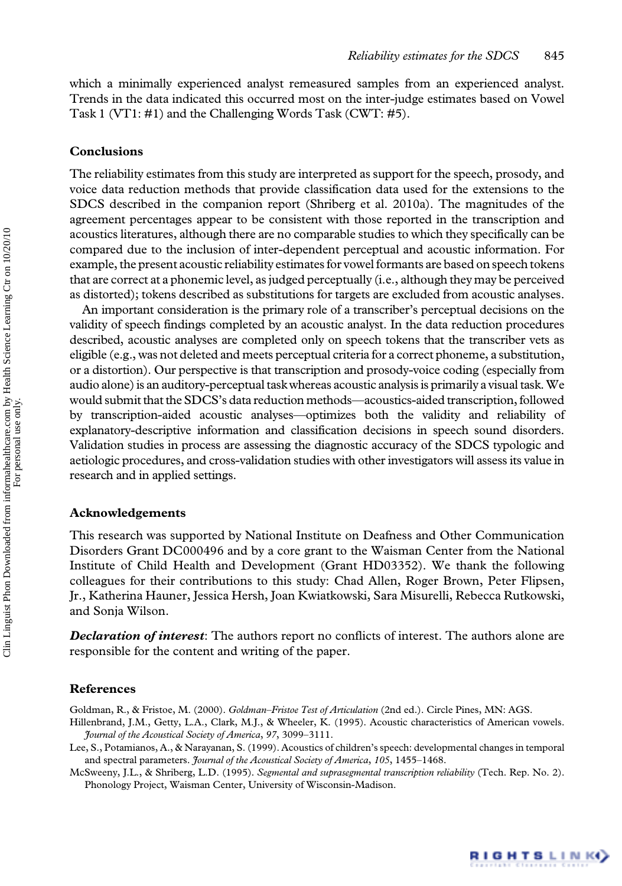which a minimally experienced analyst remeasured samples from an experienced analyst. Trends in the data indicated this occurred most on the inter-judge estimates based on Vowel Task 1 (VT1: #1) and the Challenging Words Task (CWT: #5).

## Conclusions

The reliability estimates from this study are interpreted as support for the speech, prosody, and voice data reduction methods that provide classification data used for the extensions to the SDCS described in the companion report (Shriberg et al. 2010a). The magnitudes of the agreement percentages appear to be consistent with those reported in the transcription and acoustics literatures, although there are no comparable studies to which they specifically can be compared due to the inclusion of inter-dependent perceptual and acoustic information. For example, the present acoustic reliability estimates for vowel formants are based on speech tokens that are correct at a phonemic level, as judged perceptually (i.e., although they may be perceived as distorted); tokens described as substitutions for targets are excluded from acoustic analyses.

An important consideration is the primary role of a transcriber's perceptual decisions on the validity of speech findings completed by an acoustic analyst. In the data reduction procedures described, acoustic analyses are completed only on speech tokens that the transcriber vets as eligible (e.g., was not deleted and meets perceptual criteria for a correct phoneme, a substitution, or a distortion). Our perspective is that transcription and prosody-voice coding (especially from audio alone) is an auditory-perceptual task whereas acoustic analysis is primarily a visual task. We would submit that the SDCS's data reduction methods—acoustics-aided transcription, followed by transcription-aided acoustic analyses—optimizes both the validity and reliability of explanatory-descriptive information and classification decisions in speech sound disorders. Validation studies in process are assessing the diagnostic accuracy of the SDCS typologic and aetiologic procedures, and cross-validation studies with other investigators will assess its value in research and in applied settings.

## Acknowledgements

This research was supported by National Institute on Deafness and Other Communication Disorders Grant DC000496 and by a core grant to the Waisman Center from the National Institute of Child Health and Development (Grant HD03352). We thank the following colleagues for their contributions to this study: Chad Allen, Roger Brown, Peter Flipsen, Jr., Katherina Hauner, Jessica Hersh, Joan Kwiatkowski, Sara Misurelli, Rebecca Rutkowski, and Sonja Wilson.

***Declaration of interest***: The authors report no conflicts of interest. The authors alone are responsible for the content and writing of the paper.

## References

Goldman, R., & Fristoe, M. (2000). *Goldman–Fristoe Test of Articulation* (2nd ed.). Circle Pines, MN: AGS.

Hillenbrand, J.M., Getty, L.A., Clark, M.J., & Wheeler, K. (1995). Acoustic characteristics of American vowels. *Journal of the Acoustical Society of America*, *97*, 3099–3111.

Lee, S., Potamianos, A., & Narayanan, S. (1999). Acoustics of children's speech: developmental changes in temporal and spectral parameters. *Journal of the Acoustical Society of America*, *105*, 1455–1468.

McSweeny, J.L., & Shriberg, L.D. (1995). *Segmental and suprasegmental transcription reliability* (Tech. Rep. No. 2). Phonology Project, Waisman Center, University of Wisconsin-Madison.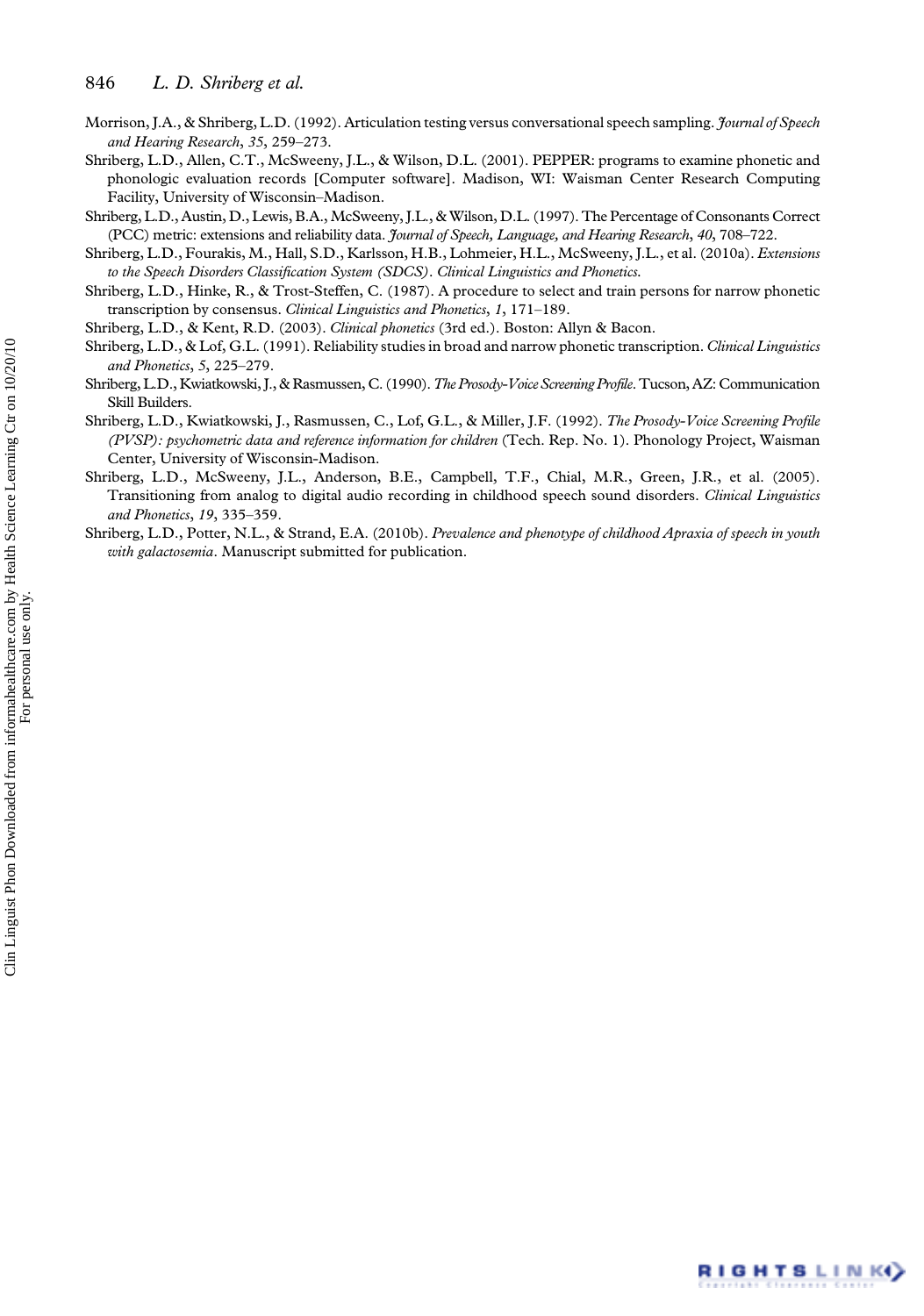Morrison, J.A., & Shriberg, L.D. (1992). Articulation testing versus conversational speech sampling. *Journal of Speech and Hearing Research*, *35*, 259–273.

Shriberg, L.D., Allen, C.T., McSweeny, J.L., & Wilson, D.L. (2001). PEPPER: programs to examine phonetic and phonologic evaluation records [Computer software]. Madison, WI: Waisman Center Research Computing Facility, University of Wisconsin–Madison.

Shriberg, L.D., Austin, D., Lewis, B.A., McSweeny, J.L., & Wilson, D.L. (1997). The Percentage of Consonants Correct (PCC) metric: extensions and reliability data. *Journal of Speech, Language, and Hearing Research*, *40*, 708–722.

Shriberg, L.D., Fourakis, M., Hall, S.D., Karlsson, H.B., Lohmeier, H.L., McSweeny, J.L., et al. (2010a). *Extensions to the Speech Disorders Classification System (SDCS)*. *Clinical Linguistics and Phonetics.*

Shriberg, L.D., Hinke, R., & Trost-Steffen, C. (1987). A procedure to select and train persons for narrow phonetic transcription by consensus. *Clinical Linguistics and Phonetics*, *1*, 171–189.

Shriberg, L.D., & Kent, R.D. (2003). *Clinical phonetics* (3rd ed.). Boston: Allyn & Bacon.

Shriberg, L.D., & Lof, G.L. (1991). Reliability studies in broad and narrow phonetic transcription. *Clinical Linguistics and Phonetics*, *5*, 225–279.

Shriberg, L.D., Kwiatkowski, J., & Rasmussen, C. (1990). *The Prosody-Voice Screening Profile*. Tucson, AZ: Communication Skill Builders.

Shriberg, L.D., Kwiatkowski, J., Rasmussen, C., Lof, G.L., & Miller, J.F. (1992). *The Prosody-Voice Screening Profile (PVSP): psychometric data and reference information for children* (Tech. Rep. No. 1). Phonology Project, Waisman Center, University of Wisconsin-Madison.

Shriberg, L.D., McSweeny, J.L., Anderson, B.E., Campbell, T.F., Chial, M.R., Green, J.R., et al. (2005). Transitioning from analog to digital audio recording in childhood speech sound disorders. *Clinical Linguistics and Phonetics*, *19*, 335–359.

Shriberg, L.D., Potter, N.L., & Strand, E.A. (2010b). *Prevalence and phenotype of childhood Apraxia of speech in youth with galactosemia*. Manuscript submitted for publication.